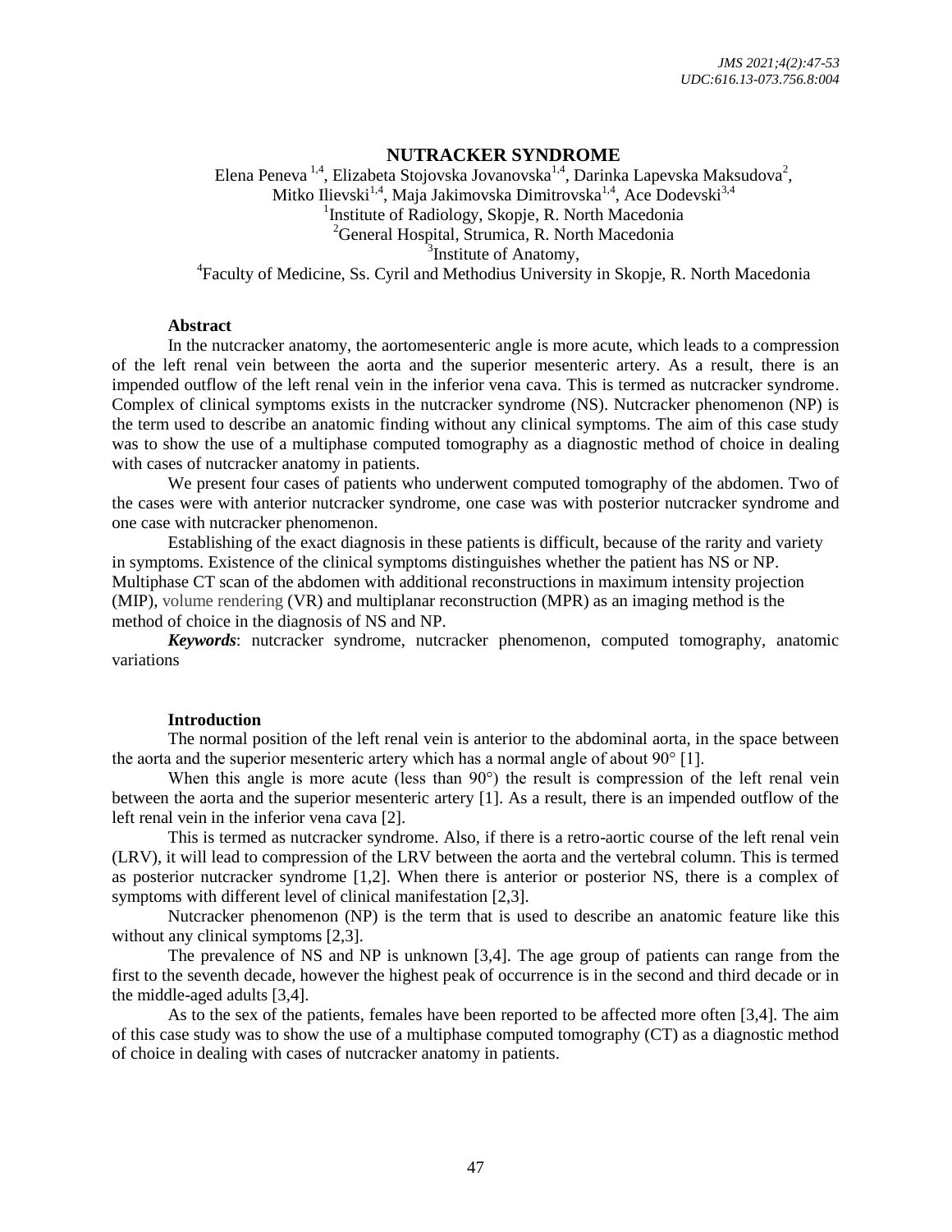# NUTRACKER SYNDROME

Elena Peneva [1,4], Elizabeta Stojovska Jovanovska[1,4], Darinka Lapevska Maksudova[2], Mitko Ilievski[1,4], Maja Jakimovska Dimitrovska[1,4], Ace Dodevski[3,4]

[1]Institute of Radiology, Skopje, R. North Macedonia
[2]General Hospital, Strumica, R. North Macedonia
[3]Institute of Anatomy,
[4]Faculty of Medicine, Ss. Cyril and Methodius University in Skopje, R. North Macedonia

## Abstract

In the nutcracker anatomy, the aortomesenteric angle is more acute, which leads to a compression of the left renal vein between the aorta and the superior mesenteric artery. As a result, there is an impended outflow of the left renal vein in the inferior vena cava. This is termed as nutcracker syndrome. Complex of clinical symptoms exists in the nutcracker syndrome (NS). Nutcracker phenomenon (NP) is the term used to describe an anatomic finding without any clinical symptoms. The aim of this case study was to show the use of a multiphase computed tomography as a diagnostic method of choice in dealing with cases of nutcracker anatomy in patients.

We present four cases of patients who underwent computed tomography of the abdomen. Two of the cases were with anterior nutcracker syndrome, one case was with posterior nutcracker syndrome and one case with nutcracker phenomenon.

Establishing of the exact diagnosis in these patients is difficult, because of the rarity and variety in symptoms. Existence of the clinical symptoms distinguishes whether the patient has NS or NP. Multiphase CT scan of the abdomen with additional reconstructions in maximum intensity projection (MIP), volume rendering (VR) and multiplanar reconstruction (MPR) as an imaging method is the method of choice in the diagnosis of NS and NP.

***Keywords***: nutcracker syndrome, nutcracker phenomenon, computed tomography, anatomic variations

## Introduction

The normal position of the left renal vein is anterior to the abdominal aorta, in the space between the aorta and the superior mesenteric artery which has a normal angle of about 90° [1].

When this angle is more acute (less than 90°) the result is compression of the left renal vein between the aorta and the superior mesenteric artery [1]. As a result, there is an impended outflow of the left renal vein in the inferior vena cava [2].

This is termed as nutcracker syndrome. Also, if there is a retro-aortic course of the left renal vein (LRV), it will lead to compression of the LRV between the aorta and the vertebral column. This is termed as posterior nutcracker syndrome [1,2]. When there is anterior or posterior NS, there is a complex of symptoms with different level of clinical manifestation [2,3].

Nutcracker phenomenon (NP) is the term that is used to describe an anatomic feature like this without any clinical symptoms [2,3].

The prevalence of NS and NP is unknown [3,4]. The age group of patients can range from the first to the seventh decade, however the highest peak of occurrence is in the second and third decade or in the middle-aged adults [3,4].

As to the sex of the patients, females have been reported to be affected more often [3,4]. The aim of this case study was to show the use of a multiphase computed tomography (CT) as a diagnostic method of choice in dealing with cases of nutcracker anatomy in patients.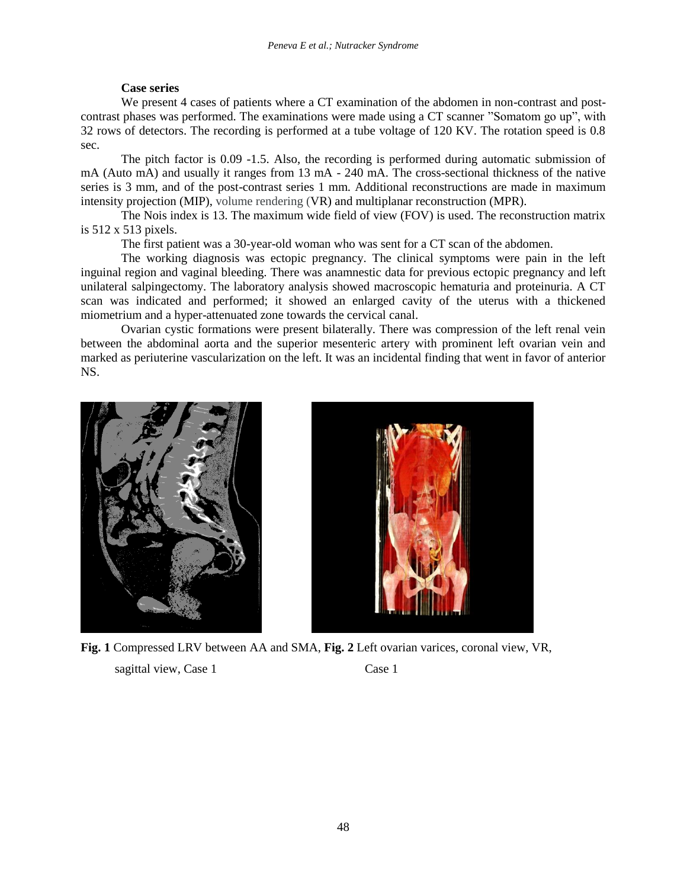**Case series**

We present 4 cases of patients where a CT examination of the abdomen in non-contrast and post-contrast phases was performed. The examinations were made using a CT scanner "Somatom go up", with 32 rows of detectors. The recording is performed at a tube voltage of 120 KV. The rotation speed is 0.8 sec.

The pitch factor is 0.09 -1.5. Also, the recording is performed during automatic submission of mA (Auto mA) and usually it ranges from 13 mA - 240 mA. The cross-sectional thickness of the native series is 3 mm, and of the post-contrast series 1 mm. Additional reconstructions are made in maximum intensity projection (MIP), volume rendering (VR) and multiplanar reconstruction (MPR).

The Nois index is 13. The maximum wide field of view (FOV) is used. The reconstruction matrix is 512 x 513 pixels.

The first patient was a 30-year-old woman who was sent for a CT scan of the abdomen.

The working diagnosis was ectopic pregnancy. The clinical symptoms were pain in the left inguinal region and vaginal bleeding. There was anamnestic data for previous ectopic pregnancy and left unilateral salpingectomy. The laboratory analysis showed macroscopic hematuria and proteinuria. A CT scan was indicated and performed; it showed an enlarged cavity of the uterus with a thickened miometrium and a hyper-attenuated zone towards the cervical canal.

Ovarian cystic formations were present bilaterally. There was compression of the left renal vein between the abdominal aorta and the superior mesenteric artery with prominent left ovarian vein and marked as periuterine vascularization on the left. It was an incidental finding that went in favor of anterior NS.

**Fig. 1** Compressed LRV between AA and SMA, sagittal view, Case 1

**Fig. 2** Left ovarian varices, coronal view, VR, Case 1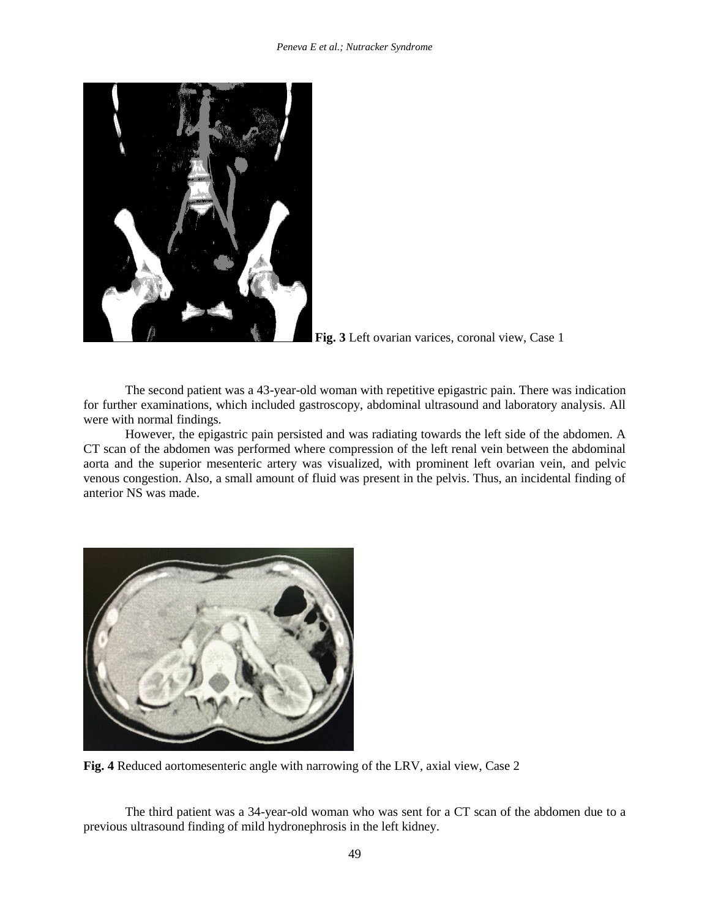**Fig. 3** Left ovarian varices, coronal view, Case 1

The second patient was a 43-year-old woman with repetitive epigastric pain. There was indication for further examinations, which included gastroscopy, abdominal ultrasound and laboratory analysis. All were with normal findings.

However, the epigastric pain persisted and was radiating towards the left side of the abdomen. A CT scan of the abdomen was performed where compression of the left renal vein between the abdominal aorta and the superior mesenteric artery was visualized, with prominent left ovarian vein, and pelvic venous congestion. Also, a small amount of fluid was present in the pelvis. Thus, an incidental finding of anterior NS was made.

**Fig. 4** Reduced aortomesenteric angle with narrowing of the LRV, axial view, Case 2

The third patient was a 34-year-old woman who was sent for a CT scan of the abdomen due to a previous ultrasound finding of mild hydronephrosis in the left kidney.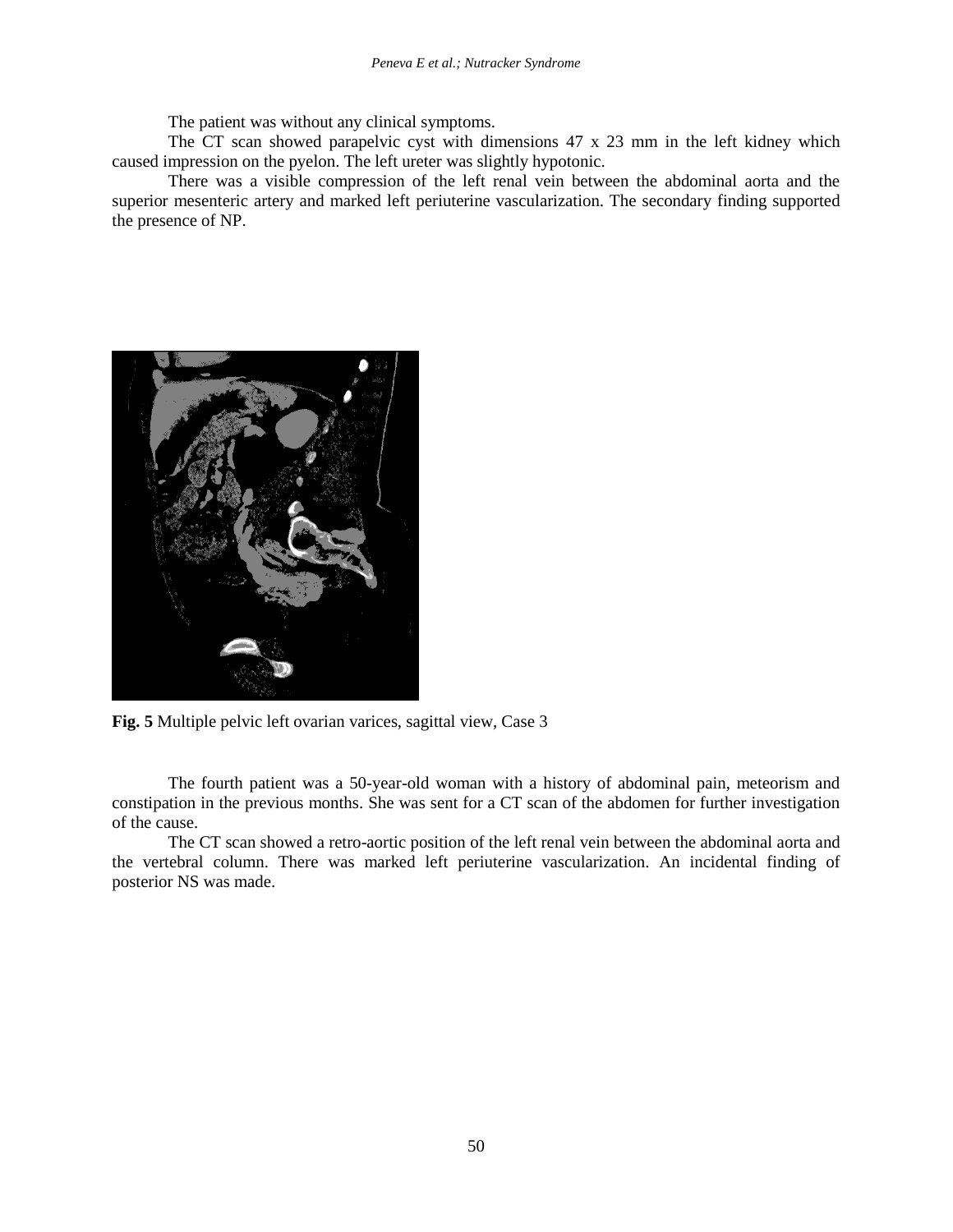The patient was without any clinical symptoms.

The CT scan showed parapelvic cyst with dimensions 47 x 23 mm in the left kidney which caused impression on the pyelon. The left ureter was slightly hypotonic.

There was a visible compression of the left renal vein between the abdominal aorta and the superior mesenteric artery and marked left periuterine vascularization. The secondary finding supported the presence of NP.

**Fig. 5** Multiple pelvic left ovarian varices, sagittal view, Case 3

The fourth patient was a 50-year-old woman with a history of abdominal pain, meteorism and constipation in the previous months. She was sent for a CT scan of the abdomen for further investigation of the cause.

The CT scan showed a retro-aortic position of the left renal vein between the abdominal aorta and the vertebral column. There was marked left periuterine vascularization. An incidental finding of posterior NS was made.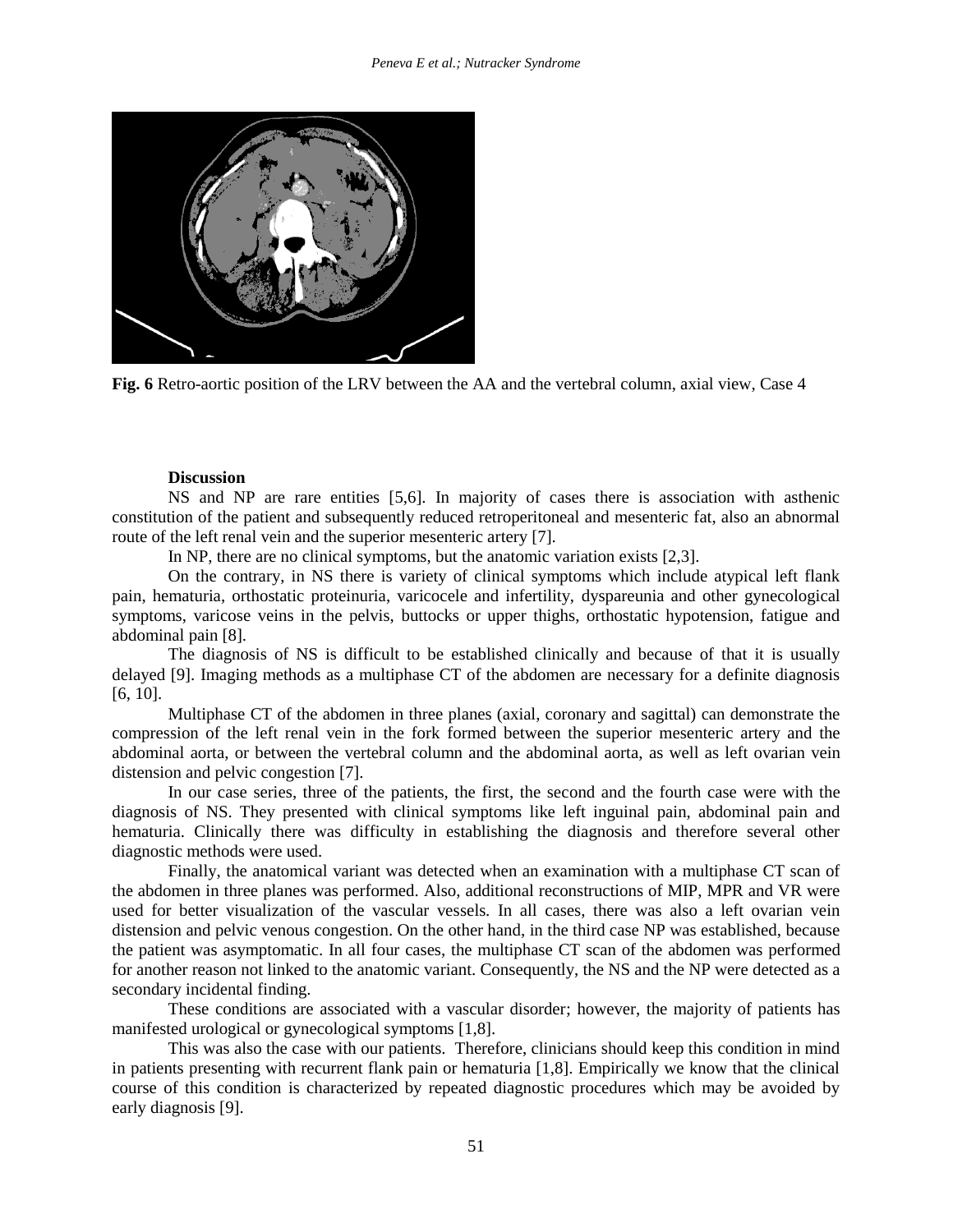**Fig. 6** Retro-aortic position of the LRV between the AA and the vertebral column, axial view, Case 4

**Discussion**

NS and NP are rare entities [5,6]. In majority of cases there is association with asthenic constitution of the patient and subsequently reduced retroperitoneal and mesenteric fat, also an abnormal route of the left renal vein and the superior mesenteric artery [7].

In NP, there are no clinical symptoms, but the anatomic variation exists [2,3].

On the contrary, in NS there is variety of clinical symptoms which include atypical left flank pain, hematuria, orthostatic proteinuria, varicocele and infertility, dyspareunia and other gynecological symptoms, varicose veins in the pelvis, buttocks or upper thighs, orthostatic hypotension, fatigue and abdominal pain [8].

The diagnosis of NS is difficult to be established clinically and because of that it is usually delayed [9]. Imaging methods as a multiphase CT of the abdomen are necessary for a definite diagnosis [6, 10].

Multiphase CT of the abdomen in three planes (axial, coronary and sagittal) can demonstrate the compression of the left renal vein in the fork formed between the superior mesenteric artery and the abdominal aorta, or between the vertebral column and the abdominal aorta, as well as left ovarian vein distension and pelvic congestion [7].

In our case series, three of the patients, the first, the second and the fourth case were with the diagnosis of NS. They presented with clinical symptoms like left inguinal pain, abdominal pain and hematuria. Clinically there was difficulty in establishing the diagnosis and therefore several other diagnostic methods were used.

Finally, the anatomical variant was detected when an examination with a multiphase CT scan of the abdomen in three planes was performed. Also, additional reconstructions of MIP, MPR and VR were used for better visualization of the vascular vessels. In all cases, there was also a left ovarian vein distension and pelvic venous congestion. On the other hand, in the third case NP was established, because the patient was asymptomatic. In all four cases, the multiphase CT scan of the abdomen was performed for another reason not linked to the anatomic variant. Consequently, the NS and the NP were detected as a secondary incidental finding.

These conditions are associated with a vascular disorder; however, the majority of patients has manifested urological or gynecological symptoms [1,8].

This was also the case with our patients. Therefore, clinicians should keep this condition in mind in patients presenting with recurrent flank pain or hematuria [1,8]. Empirically we know that the clinical course of this condition is characterized by repeated diagnostic procedures which may be avoided by early diagnosis [9].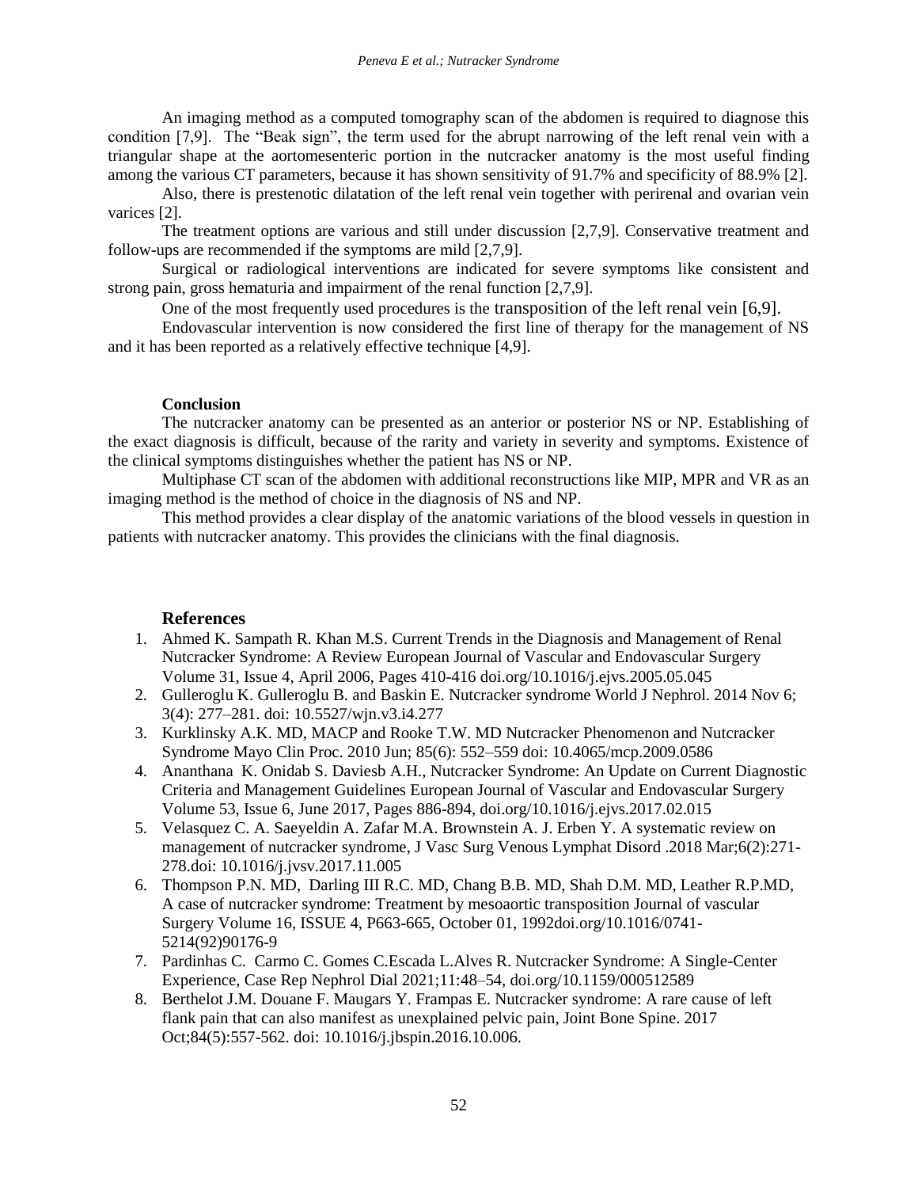An imaging method as a computed tomography scan of the abdomen is required to diagnose this condition [7,9]. The "Beak sign", the term used for the abrupt narrowing of the left renal vein with a triangular shape at the aortomesenteric portion in the nutcracker anatomy is the most useful finding among the various CT parameters, because it has shown sensitivity of 91.7% and specificity of 88.9% [2].

Also, there is prestenotic dilatation of the left renal vein together with perirenal and ovarian vein varices [2].

The treatment options are various and still under discussion [2,7,9]. Conservative treatment and follow-ups are recommended if the symptoms are mild [2,7,9].

Surgical or radiological interventions are indicated for severe symptoms like consistent and strong pain, gross hematuria and impairment of the renal function [2,7,9].

One of the most frequently used procedures is the transposition of the left renal vein [6,9].

Endovascular intervention is now considered the first line of therapy for the management of NS and it has been reported as a relatively effective technique [4,9].

**Conclusion**

The nutcracker anatomy can be presented as an anterior or posterior NS or NP. Establishing of the exact diagnosis is difficult, because of the rarity and variety in severity and symptoms. Existence of the clinical symptoms distinguishes whether the patient has NS or NP.

Multiphase CT scan of the abdomen with additional reconstructions like MIP, MPR and VR as an imaging method is the method of choice in the diagnosis of NS and NP.

This method provides a clear display of the anatomic variations of the blood vessels in question in patients with nutcracker anatomy. This provides the clinicians with the final diagnosis.

## References

1. Ahmed K. Sampath R. Khan M.S. Current Trends in the Diagnosis and Management of Renal Nutcracker Syndrome: A Review European Journal of Vascular and Endovascular Surgery Volume 31, Issue 4, April 2006, Pages 410-416 doi.org/10.1016/j.ejvs.2005.05.045
2. Gulleroglu K. Gulleroglu B. and Baskin E. Nutcracker syndrome World J Nephrol. 2014 Nov 6; 3(4): 277–281. doi: 10.5527/wjn.v3.i4.277
3. Kurklinsky A.K. MD, MACP and Rooke T.W. MD Nutcracker Phenomenon and Nutcracker Syndrome Mayo Clin Proc. 2010 Jun; 85(6): 552–559 doi: 10.4065/mcp.2009.0586
4. Ananthana K. Onidab S. Daviesb A.H., Nutcracker Syndrome: An Update on Current Diagnostic Criteria and Management Guidelines European Journal of Vascular and Endovascular Surgery Volume 53, Issue 6, June 2017, Pages 886-894, doi.org/10.1016/j.ejvs.2017.02.015
5. Velasquez C. A. Saeyeldin A. Zafar M.A. Brownstein A. J. Erben Y. A systematic review on management of nutcracker syndrome, J Vasc Surg Venous Lymphat Disord .2018 Mar;6(2):271-278.doi: 10.1016/j.jvsv.2017.11.005
6. Thompson P.N. MD, Darling III R.C. MD, Chang B.B. MD, Shah D.M. MD, Leather R.P.MD, A case of nutcracker syndrome: Treatment by mesoaortic transposition Journal of vascular Surgery Volume 16, ISSUE 4, P663-665, October 01, 1992doi.org/10.1016/0741-5214(92)90176-9
7. Pardinhas C. Carmo C. Gomes C.Escada L.Alves R. Nutcracker Syndrome: A Single-Center Experience, Case Rep Nephrol Dial 2021;11:48–54, doi.org/10.1159/000512589
8. Berthelot J.M. Douane F. Maugars Y. Frampas E. Nutcracker syndrome: A rare cause of left flank pain that can also manifest as unexplained pelvic pain, Joint Bone Spine. 2017 Oct;84(5):557-562. doi: 10.1016/j.jbspin.2016.10.006.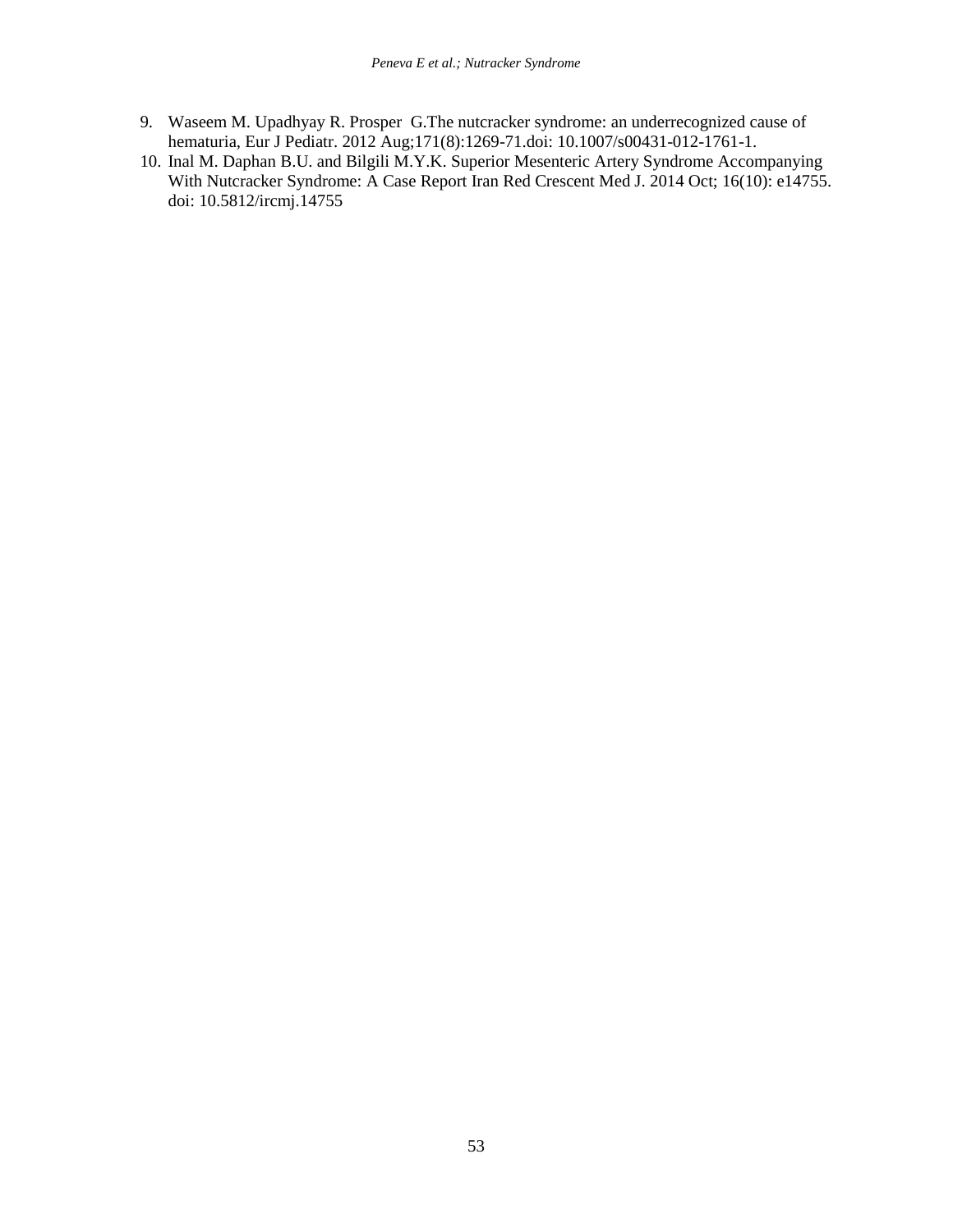9. Waseem M. Upadhyay R. Prosper G.The nutcracker syndrome: an underrecognized cause of hematuria, Eur J Pediatr. 2012 Aug;171(8):1269-71.doi: 10.1007/s00431-012-1761-1.
10. Inal M. Daphan B.U. and Bilgili M.Y.K. Superior Mesenteric Artery Syndrome Accompanying With Nutcracker Syndrome: A Case Report Iran Red Crescent Med J. 2014 Oct; 16(10): e14755. doi: 10.5812/ircmj.14755